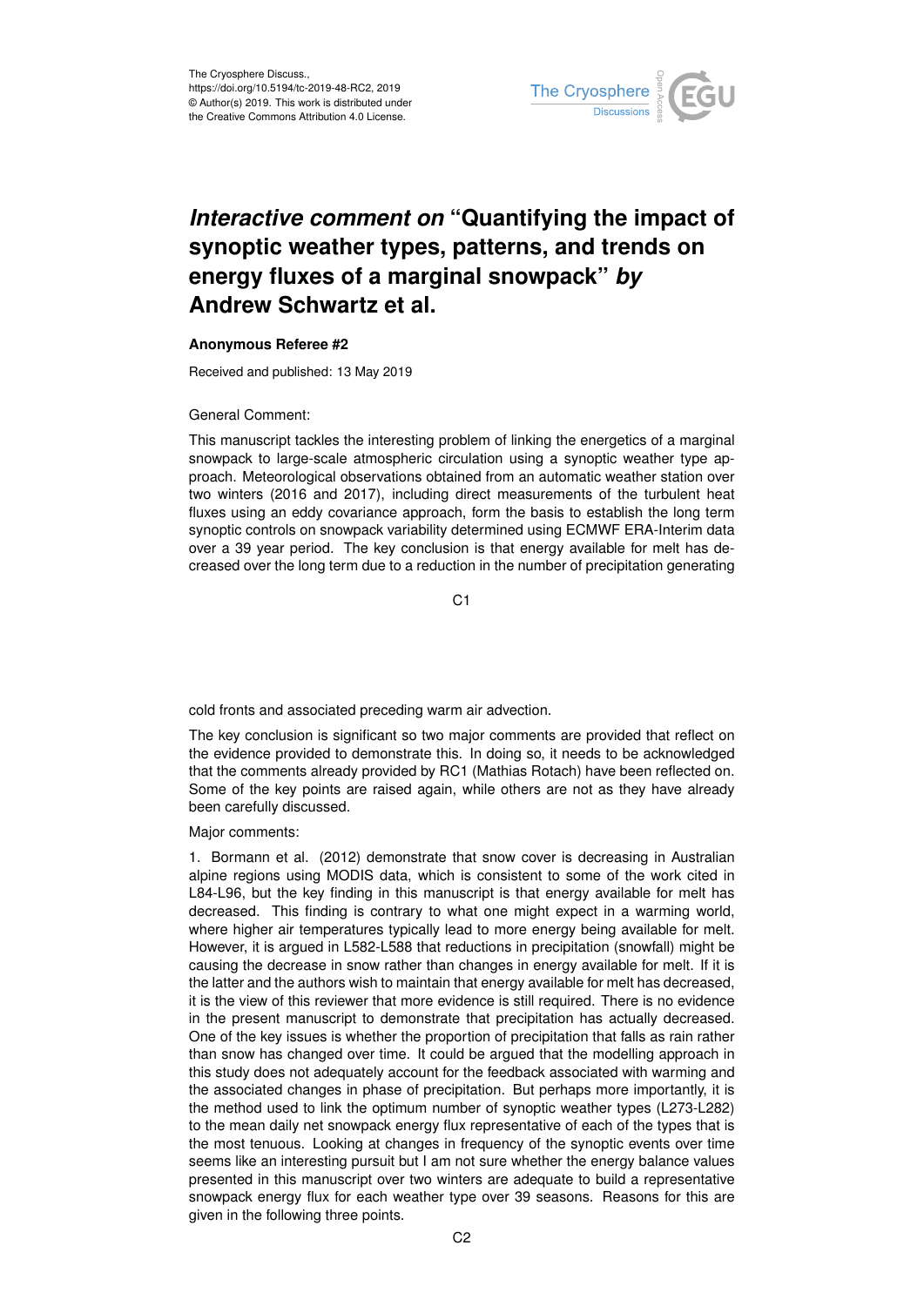# *Interactive comment on* "Quantifying the impact of synoptic weather types, patterns, and trends on energy fluxes of a marginal snowpack" *by* Andrew Schwartz et al.

**Anonymous Referee #2**

Received and published: 13 May 2019

General Comment:

This manuscript tackles the interesting problem of linking the energetics of a marginal snowpack to large-scale atmospheric circulation using a synoptic weather type approach. Meteorological observations obtained from an automatic weather station over two winters (2016 and 2017), including direct measurements of the turbulent heat fluxes using an eddy covariance approach, form the basis to establish the long term synoptic controls on snowpack variability determined using ECMWF ERA-Interim data over a 39 year period. The key conclusion is that energy available for melt has decreased over the long term due to a reduction in the number of precipitation generating cold fronts and associated preceding warm air advection.

The key conclusion is significant so two major comments are provided that reflect on the evidence provided to demonstrate this. In doing so, it needs to be acknowledged that the comments already provided by RC1 (Mathias Rotach) have been reflected on. Some of the key points are raised again, while others are not as they have already been carefully discussed.

Major comments:

1. Bormann et al. (2012) demonstrate that snow cover is decreasing in Australian alpine regions using MODIS data, which is consistent to some of the work cited in L84-L96, but the key finding in this manuscript is that energy available for melt has decreased. This finding is contrary to what one might expect in a warming world, where higher air temperatures typically lead to more energy being available for melt. However, it is argued in L582-L588 that reductions in precipitation (snowfall) might be causing the decrease in snow rather than changes in energy available for melt. If it is the latter and the authors wish to maintain that energy available for melt has decreased, it is the view of this reviewer that more evidence is still required. There is no evidence in the present manuscript to demonstrate that precipitation has actually decreased. One of the key issues is whether the proportion of precipitation that falls as rain rather than snow has changed over time. It could be argued that the modelling approach in this study does not adequately account for the feedback associated with warming and the associated changes in phase of precipitation. But perhaps more importantly, it is the method used to link the optimum number of synoptic weather types (L273-L282) to the mean daily net snowpack energy flux representative of each of the types that is the most tenuous. Looking at changes in frequency of the synoptic events over time seems like an interesting pursuit but I am not sure whether the energy balance values presented in this manuscript over two winters are adequate to build a representative snowpack energy flux for each weather type over 39 seasons. Reasons for this are given in the following three points.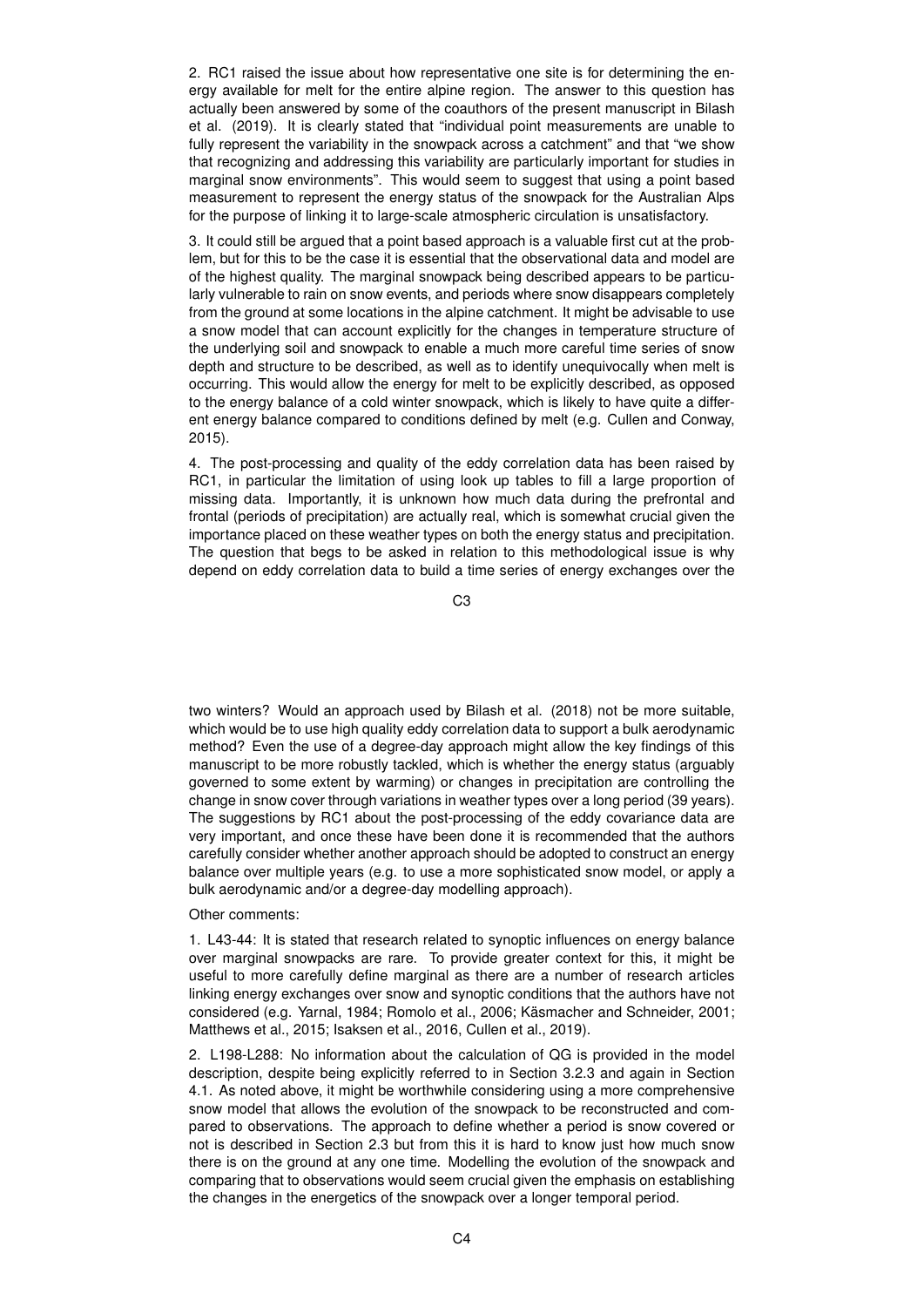2. RC1 raised the issue about how representative one site is for determining the energy available for melt for the entire alpine region. The answer to this question has actually been answered by some of the coauthors of the present manuscript in Bilash et al. (2019). It is clearly stated that "individual point measurements are unable to fully represent the variability in the snowpack across a catchment" and that "we show that recognizing and addressing this variability are particularly important for studies in marginal snow environments". This would seem to suggest that using a point based measurement to represent the energy status of the snowpack for the Australian Alps for the purpose of linking it to large-scale atmospheric circulation is unsatisfactory.

3. It could still be argued that a point based approach is a valuable first cut at the problem, but for this to be the case it is essential that the observational data and model are of the highest quality. The marginal snowpack being described appears to be particularly vulnerable to rain on snow events, and periods where snow disappears completely from the ground at some locations in the alpine catchment. It might be advisable to use a snow model that can account explicitly for the changes in temperature structure of the underlying soil and snowpack to enable a much more careful time series of snow depth and structure to be described, as well as to identify unequivocally when melt is occurring. This would allow the energy for melt to be explicitly described, as opposed to the energy balance of a cold winter snowpack, which is likely to have quite a different energy balance compared to conditions defined by melt (e.g. Cullen and Conway, 2015).

4. The post-processing and quality of the eddy correlation data has been raised by RC1, in particular the limitation of using look up tables to fill a large proportion of missing data. Importantly, it is unknown how much data during the prefrontal and frontal (periods of precipitation) are actually real, which is somewhat crucial given the importance placed on these weather types on both the energy status and precipitation. The question that begs to be asked in relation to this methodological issue is why depend on eddy correlation data to build a time series of energy exchanges over the two winters? Would an approach used by Bilash et al. (2018) not be more suitable, which would be to use high quality eddy correlation data to support a bulk aerodynamic method? Even the use of a degree-day approach might allow the key findings of this manuscript to be more robustly tackled, which is whether the energy status (arguably governed to some extent by warming) or changes in precipitation are controlling the change in snow cover through variations in weather types over a long period (39 years). The suggestions by RC1 about the post-processing of the eddy covariance data are very important, and once these have been done it is recommended that the authors carefully consider whether another approach should be adopted to construct an energy balance over multiple years (e.g. to use a more sophisticated snow model, or apply a bulk aerodynamic and/or a degree-day modelling approach).

Other comments:

1. L43-44: It is stated that research related to synoptic influences on energy balance over marginal snowpacks are rare. To provide greater context for this, it might be useful to more carefully define marginal as there are a number of research articles linking energy exchanges over snow and synoptic conditions that the authors have not considered (e.g. Yarnal, 1984; Romolo et al., 2006; Käsmacher and Schneider, 2001; Matthews et al., 2015; Isaksen et al., 2016, Cullen et al., 2019).

2. L198-L288: No information about the calculation of QG is provided in the model description, despite being explicitly referred to in Section 3.2.3 and again in Section 4.1. As noted above, it might be worthwhile considering using a more comprehensive snow model that allows the evolution of the snowpack to be reconstructed and compared to observations. The approach to define whether a period is snow covered or not is described in Section 2.3 but from this it is hard to know just how much snow there is on the ground at any one time. Modelling the evolution of the snowpack and comparing that to observations would seem crucial given the emphasis on establishing the changes in the energetics of the snowpack over a longer temporal period.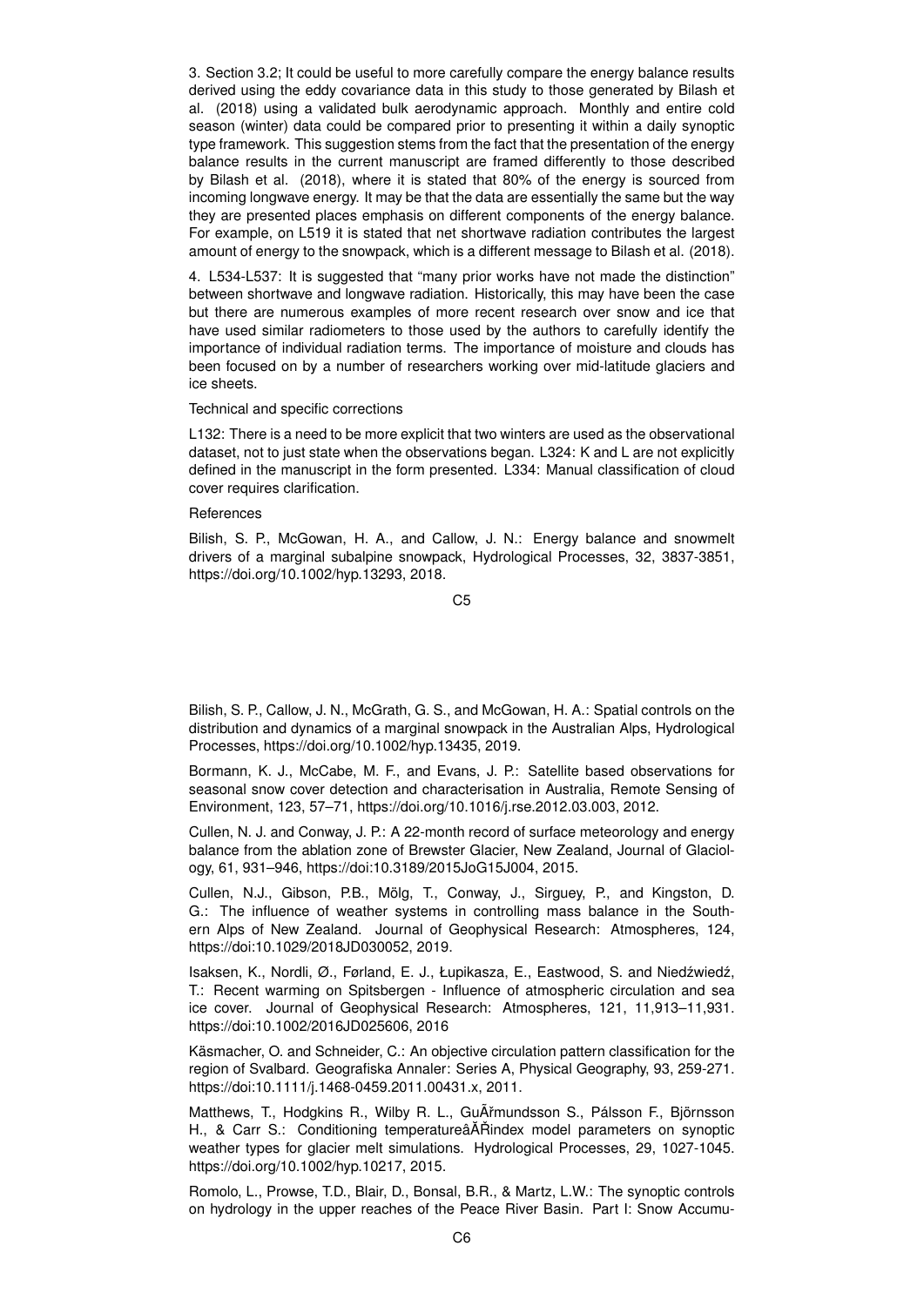3. Section 3.2; It could be useful to more carefully compare the energy balance results derived using the eddy covariance data in this study to those generated by Bilash et al. (2018) using a validated bulk aerodynamic approach. Monthly and entire cold season (winter) data could be compared prior to presenting it within a daily synoptic type framework. This suggestion stems from the fact that the presentation of the energy balance results in the current manuscript are framed differently to those described by Bilash et al. (2018), where it is stated that 80% of the energy is sourced from incoming longwave energy. It may be that the data are essentially the same but the way they are presented places emphasis on different components of the energy balance. For example, on L519 it is stated that net shortwave radiation contributes the largest amount of energy to the snowpack, which is a different message to Bilash et al. (2018).

4. L534-L537: It is suggested that "many prior works have not made the distinction" between shortwave and longwave radiation. Historically, this may have been the case but there are numerous examples of more recent research over snow and ice that have used similar radiometers to those used by the authors to carefully identify the importance of individual radiation terms. The importance of moisture and clouds has been focused on by a number of researchers working over mid-latitude glaciers and ice sheets.

Technical and specific corrections

L132: There is a need to be more explicit that two winters are used as the observational dataset, not to just state when the observations began. L324: K and L are not explicitly defined in the manuscript in the form presented. L334: Manual classification of cloud cover requires clarification.

References

Bilish, S. P., McGowan, H. A., and Callow, J. N.: Energy balance and snowmelt drivers of a marginal subalpine snowpack, Hydrological Processes, 32, 3837-3851, https://doi.org/10.1002/hyp.13293, 2018.

Bilish, S. P., Callow, J. N., McGrath, G. S., and McGowan, H. A.: Spatial controls on the distribution and dynamics of a marginal snowpack in the Australian Alps, Hydrological Processes, https://doi.org/10.1002/hyp.13435, 2019.

Bormann, K. J., McCabe, M. F., and Evans, J. P.: Satellite based observations for seasonal snow cover detection and characterisation in Australia, Remote Sensing of Environment, 123, 57–71, https://doi.org/10.1016/j.rse.2012.03.003, 2012.

Cullen, N. J. and Conway, J. P.: A 22-month record of surface meteorology and energy balance from the ablation zone of Brewster Glacier, New Zealand, Journal of Glaciology, 61, 931–946, https://doi:10.3189/2015JoG15J004, 2015.

Cullen, N.J., Gibson, P.B., Mölg, T., Conway, J., Sirguey, P., and Kingston, D. G.: The influence of weather systems in controlling mass balance in the Southern Alps of New Zealand. Journal of Geophysical Research: Atmospheres, 124, https://doi:10.1029/2018JD030052, 2019.

Isaksen, K., Nordli, Ø., Førland, E. J., Łupikasza, E., Eastwood, S. and Niedźwiedź, T.: Recent warming on Spitsbergen - Influence of atmospheric circulation and sea ice cover. Journal of Geophysical Research: Atmospheres, 121, 11,913–11,931. https://doi:10.1002/2016JD025606, 2016

Käsmacher, O. and Schneider, C.: An objective circulation pattern classification for the region of Svalbard. Geografiska Annaler: Series A, Physical Geography, 93, 259-271. https://doi:10.1111/j.1468-0459.2011.00431.x, 2011.

Matthews, T., Hodgkins R., Wilby R. L., GuÃřmundsson S., Pálsson F., Björnsson H., & Carr S.: Conditioning temperatureâĂŘindex model parameters on synoptic weather types for glacier melt simulations. Hydrological Processes, 29, 1027-1045. https://doi.org/10.1002/hyp.10217, 2015.

Romolo, L., Prowse, T.D., Blair, D., Bonsal, B.R., & Martz, L.W.: The synoptic controls on hydrology in the upper reaches of the Peace River Basin. Part I: Snow Accumu-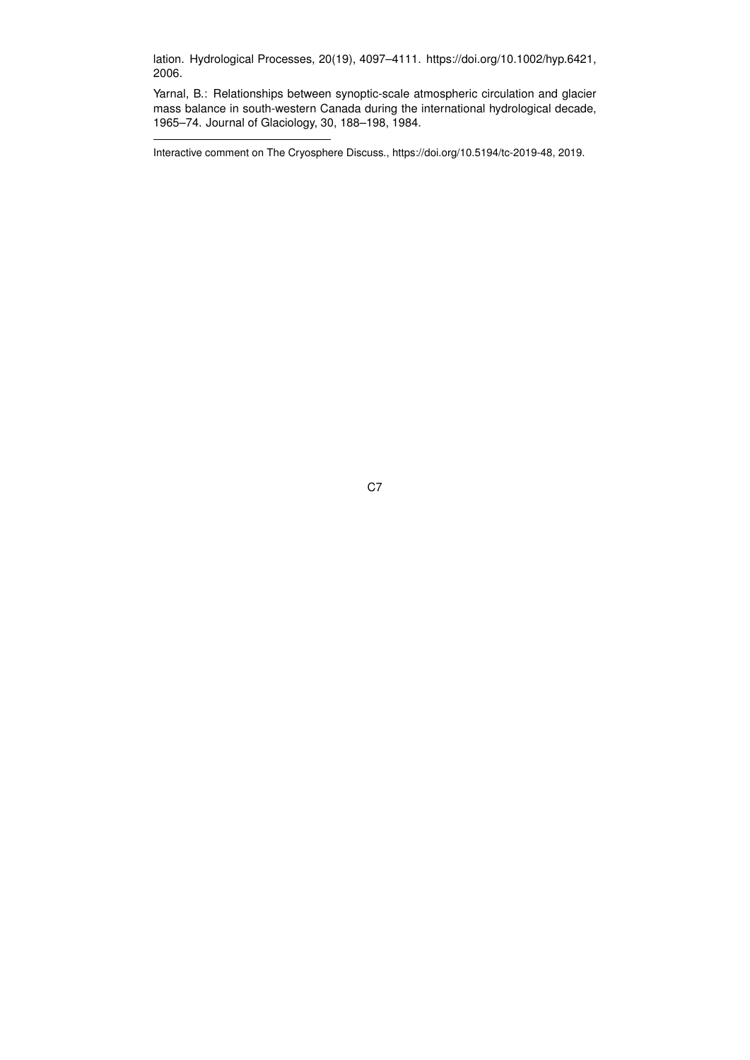lation. Hydrological Processes, 20(19), 4097–4111. https://doi.org/10.1002/hyp.6421, 2006.

Yarnal, B.: Relationships between synoptic-scale atmospheric circulation and glacier mass balance in south-western Canada during the international hydrological decade, 1965–74. Journal of Glaciology, 30, 188–198, 1984.

---

Interactive comment on The Cryosphere Discuss., https://doi.org/10.5194/tc-2019-48, 2019.